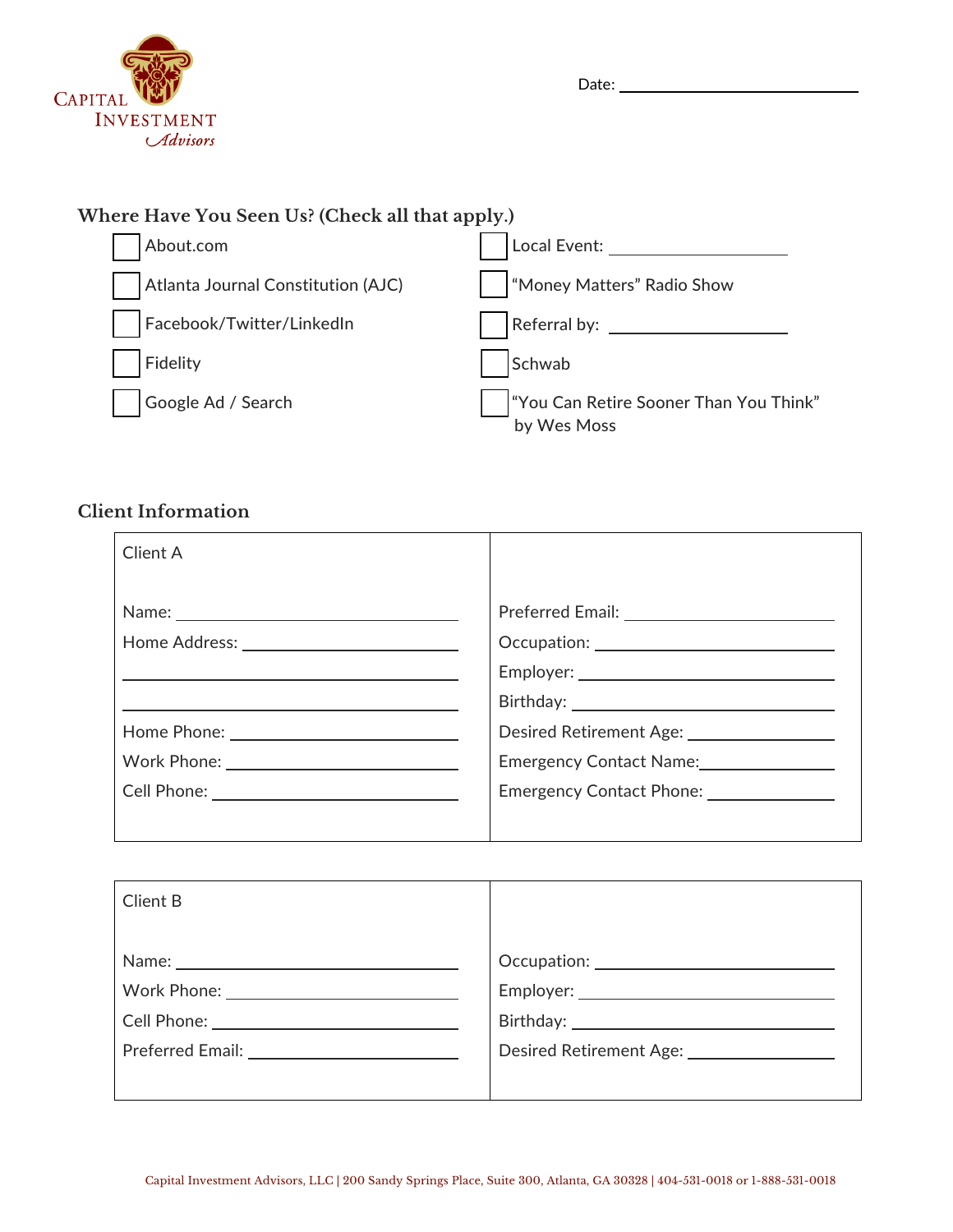Capital Investment *Advisors*

Date: ____________________

## Where Have You Seen Us? (Check all that apply.)

- ☐ About.com
- ☐ Atlanta Journal Constitution (AJC)
- ☐ Facebook/Twitter/LinkedIn
- ☐ Fidelity
- ☐ Google Ad / Search
- ☐ Local Event: ____________
- ☐ "Money Matters" Radio Show
- ☐ Referral by: ____________
- ☐ Schwab
- ☐ "You Can Retire Sooner Than You Think" by Wes Moss

## Client Information

| Client A | |
|---|---|
| Name: ____________ | Preferred Email: ____________ |
| Home Address: ____________ | Occupation: ____________ |
| ____________ | Employer: ____________ |
| ____________ | Birthday: ____________ |
| Home Phone: ____________ | Desired Retirement Age: ____________ |
| Work Phone: ____________ | Emergency Contact Name: ____________ |
| Cell Phone: ____________ | Emergency Contact Phone: ____________ |

| Client B | |
|---|---|
| Name: ____________ | Occupation: ____________ |
| Work Phone: ____________ | Employer: ____________ |
| Cell Phone: ____________ | Birthday: ____________ |
| Preferred Email: ____________ | Desired Retirement Age: ____________ |

Capital Investment Advisors, LLC | 200 Sandy Springs Place, Suite 300, Atlanta, GA 30328 | 404-531-0018 or 1-888-531-0018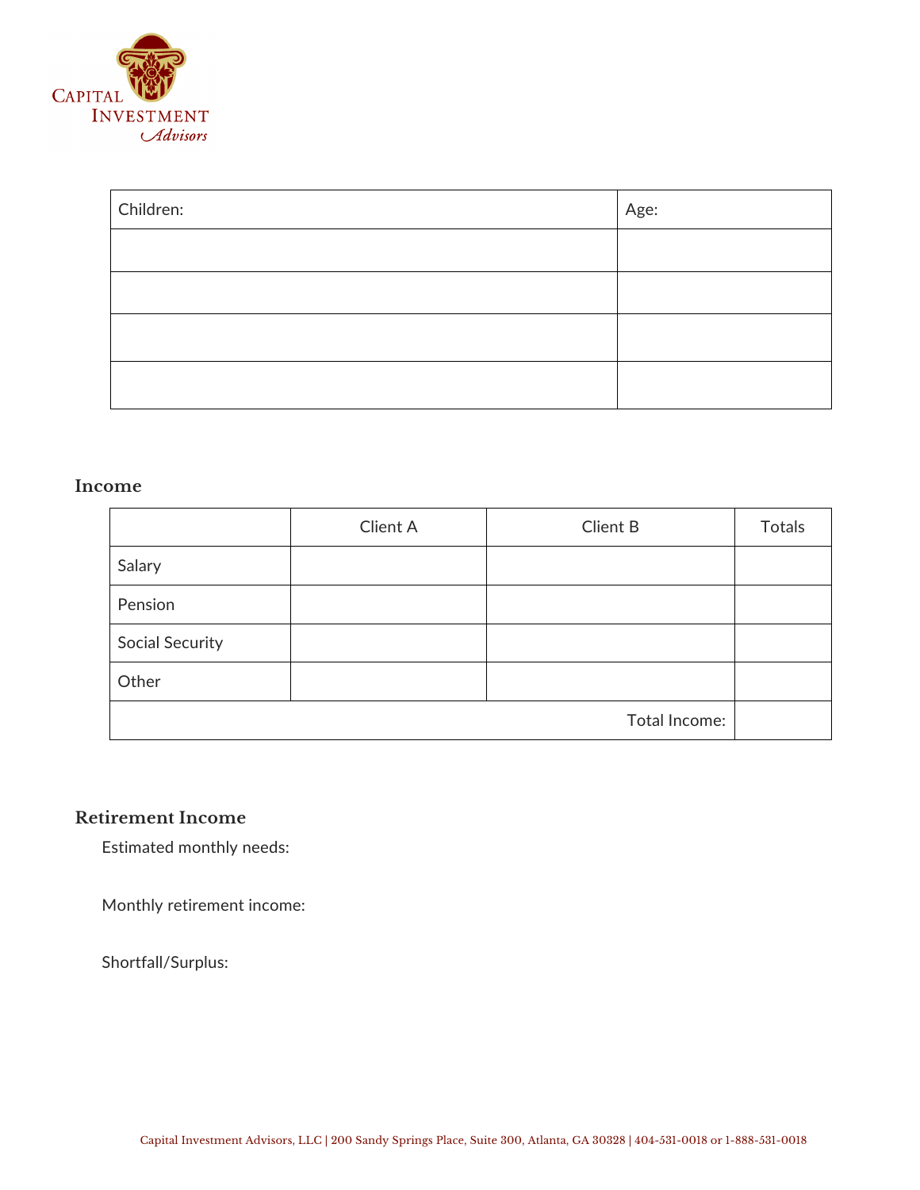| Children: | Age: |
| --- | --- |
| | |
| | |
| | |
| | |

## Income

| | Client A | Client B | Totals |
| --- | --- | --- | --- |
| Salary | | | |
| Pension | | | |
| Social Security | | | |
| Other | | | |
| | | Total Income: | |

## Retirement Income

Estimated monthly needs:

Monthly retirement income:

Shortfall/Surplus: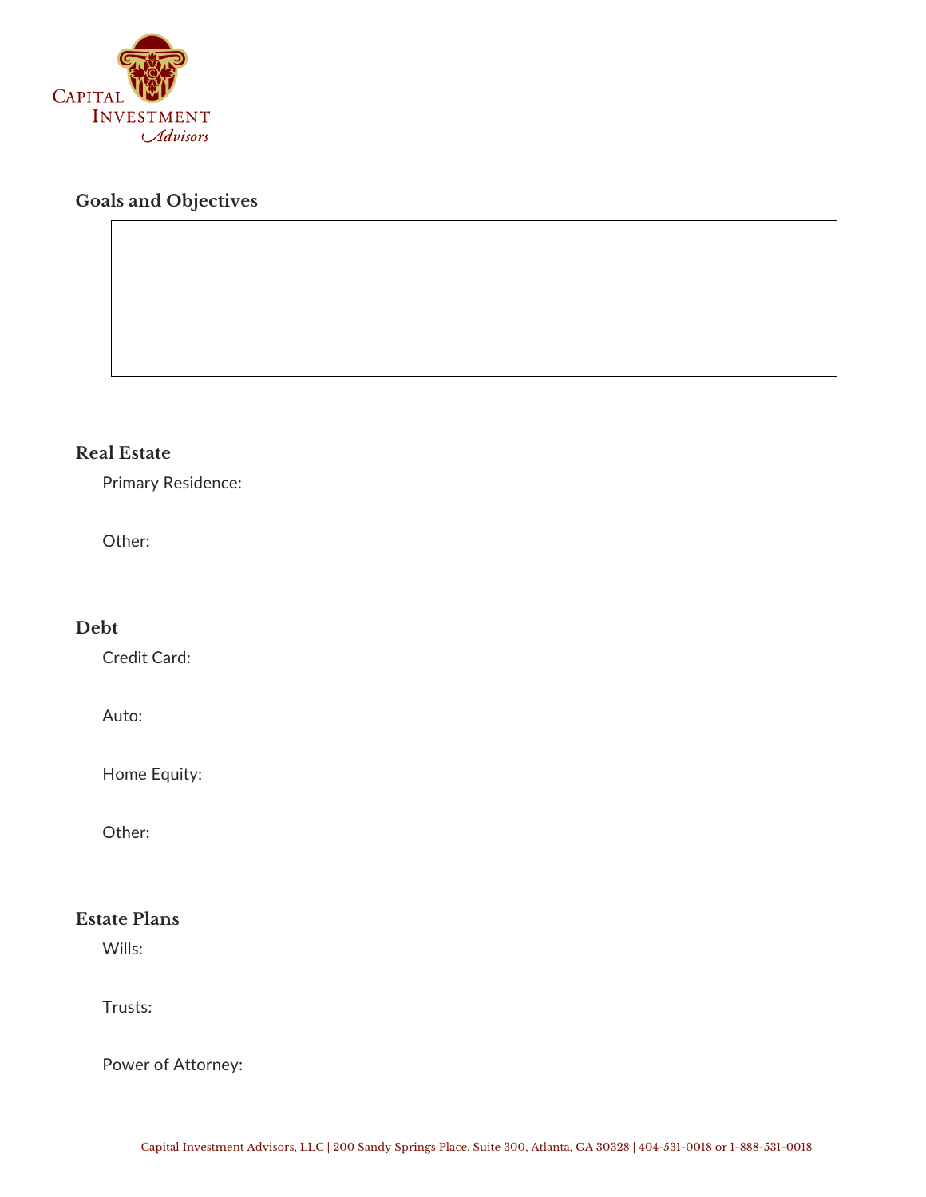## Goals and Objectives

## Real Estate

Primary Residence:

Other:

## Debt

Credit Card:

Auto:

Home Equity:

Other:

## Estate Plans

Wills:

Trusts:

Power of Attorney: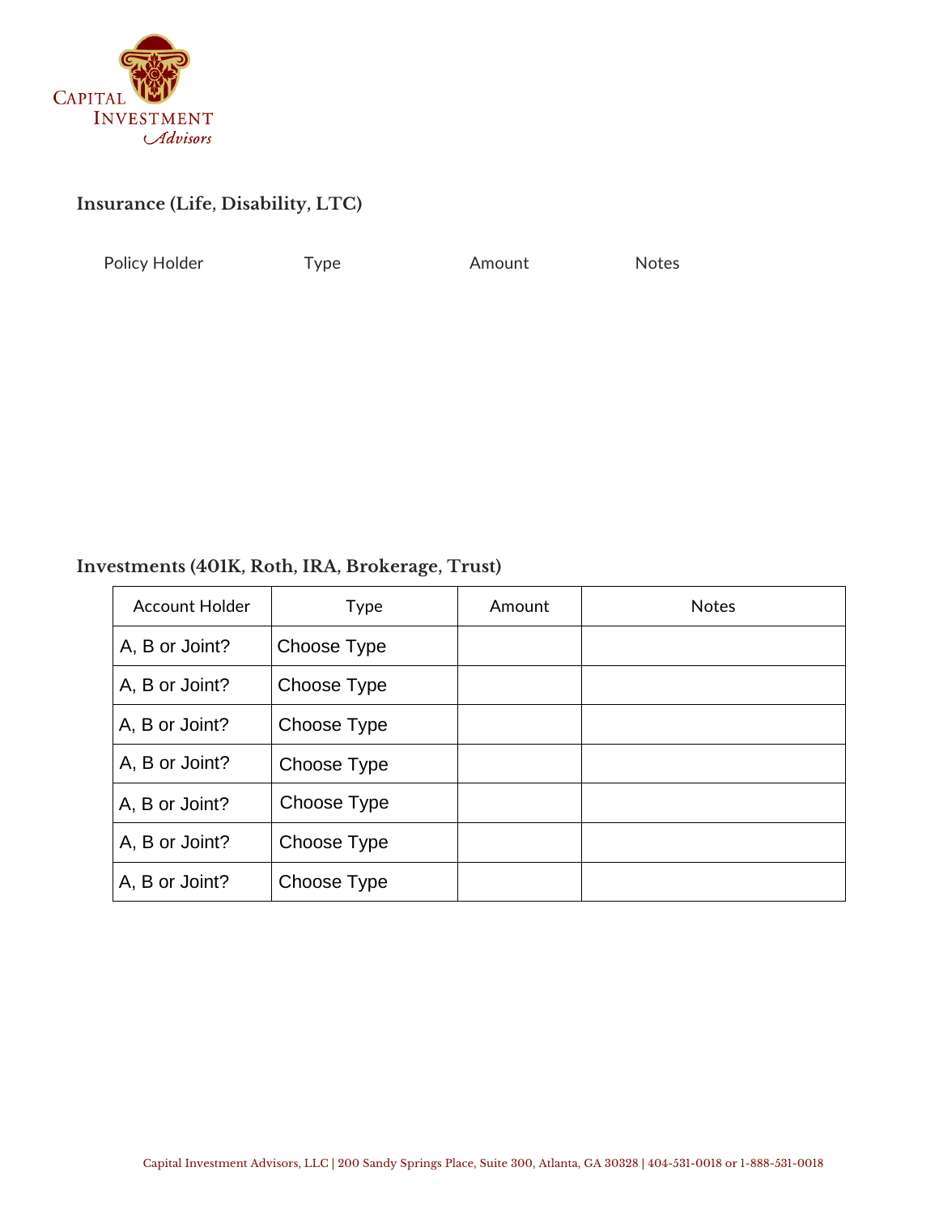CAPITAL INVESTMENT *Advisors*

## Insurance (Life, Disability, LTC)

| Policy Holder | Type | Amount | Notes |
|---|---|---|---|

## Investments (401K, Roth, IRA, Brokerage, Trust)

| Account Holder | Type | Amount | Notes |
|---|---|---|---|
| A, B or Joint? | Choose Type | | |
| A, B or Joint? | Choose Type | | |
| A, B or Joint? | Choose Type | | |
| A, B or Joint? | Choose Type | | |
| A, B or Joint? | Choose Type | | |
| A, B or Joint? | Choose Type | | |
| A, B or Joint? | Choose Type | | |

Capital Investment Advisors, LLC | 200 Sandy Springs Place, Suite 300, Atlanta, GA 30328 | 404-531-0018 or 1-888-531-0018